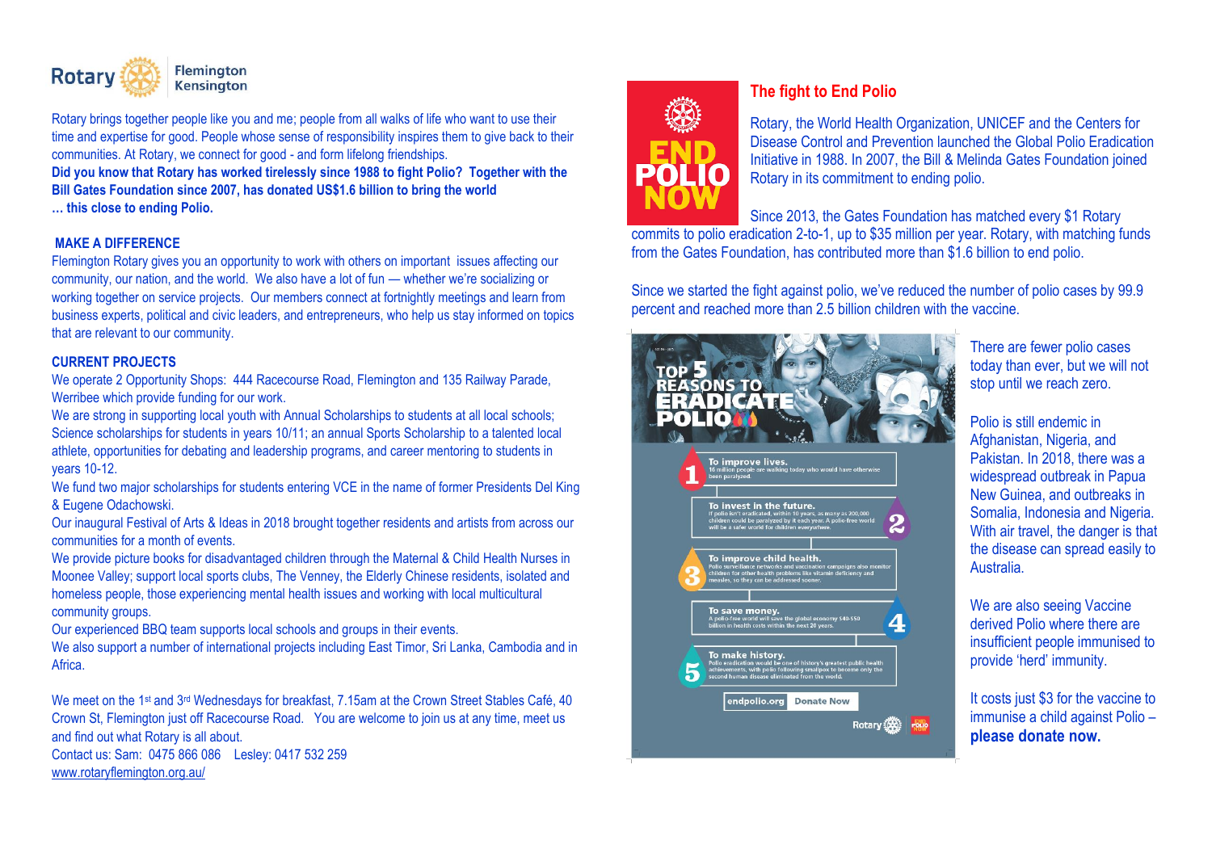Rotary | Flemington Kensington

Rotary brings together people like you and me; people from all walks of life who want to use their time and expertise for good. People whose sense of responsibility inspires them to give back to their communities. At Rotary, we connect for good - and form lifelong friendships.

**Did you know that Rotary has worked tirelessly since 1988 to fight Polio? Together with the Bill Gates Foundation since 2007, has donated US$1.6 billion to bring the world … this close to ending Polio.**

## MAKE A DIFFERENCE

Flemington Rotary gives you an opportunity to work with others on important issues affecting our community, our nation, and the world. We also have a lot of fun — whether we're socializing or working together on service projects. Our members connect at fortnightly meetings and learn from business experts, political and civic leaders, and entrepreneurs, who help us stay informed on topics that are relevant to our community.

## CURRENT PROJECTS

We operate 2 Opportunity Shops: 444 Racecourse Road, Flemington and 135 Railway Parade, Werribee which provide funding for our work.

We are strong in supporting local youth with Annual Scholarships to students at all local schools; Science scholarships for students in years 10/11; an annual Sports Scholarship to a talented local athlete, opportunities for debating and leadership programs, and career mentoring to students in years 10-12.

We fund two major scholarships for students entering VCE in the name of former Presidents Del King & Eugene Odachowski.

Our inaugural Festival of Arts & Ideas in 2018 brought together residents and artists from across our communities for a month of events.

We provide picture books for disadvantaged children through the Maternal & Child Health Nurses in Moonee Valley; support local sports clubs, The Venney, the Elderly Chinese residents, isolated and homeless people, those experiencing mental health issues and working with local multicultural community groups.

Our experienced BBQ team supports local schools and groups in their events.

We also support a number of international projects including East Timor, Sri Lanka, Cambodia and in Africa.

We meet on the 1st and 3rd Wednesdays for breakfast, 7.15am at the Crown Street Stables Café, 40 Crown St, Flemington just off Racecourse Road. You are welcome to join us at any time, meet us and find out what Rotary is all about.

Contact us: Sam: 0475 866 086 Lesley: 0417 532 259

www.rotaryflemington.org.au/

END POLIO NOW

## The fight to End Polio

Rotary, the World Health Organization, UNICEF and the Centers for Disease Control and Prevention launched the Global Polio Eradication Initiative in 1988. In 2007, the Bill & Melinda Gates Foundation joined Rotary in its commitment to ending polio.

Since 2013, the Gates Foundation has matched every $1 Rotary commits to polio eradication 2-to-1, up to $35 million per year. Rotary, with matching funds from the Gates Foundation, has contributed more than $1.6 billion to end polio.

Since we started the fight against polio, we've reduced the number of polio cases by 99.9 percent and reached more than 2.5 billion children with the vaccine.

### TOP 5 REASONS TO ERADICATE POLIO

1. **To improve lives.** 16 million people are walking today who would have otherwise been paralyzed.
2. **To invest in the future.** If polio isn't eradicated, within 10 years, as many as 200,000 children could be paralyzed by it each year. A polio-free world will be a safer world for children everywhere.
3. **To improve child health.** Polio surveillance networks and vaccination campaigns also monitor children for other health problems like vitamin deficiency and measles, so they can be addressed sooner.
4. **To save money.** A polio-free world will save the global economy $40-$50 billion in health costs within the next 20 years.
5. **To make history.** Polio eradication would be one of history's greatest public health achievements, with polio following smallpox to become only the second human disease eliminated from the world.

endpolio.org | Donate Now

There are fewer polio cases today than ever, but we will not stop until we reach zero.

Polio is still endemic in Afghanistan, Nigeria, and Pakistan. In 2018, there was a widespread outbreak in Papua New Guinea, and outbreaks in Somalia, Indonesia and Nigeria. With air travel, the danger is that the disease can spread easily to Australia.

We are also seeing Vaccine derived Polio where there are insufficient people immunised to provide 'herd' immunity.

It costs just $3 for the vaccine to immunise a child against Polio – **please donate now.**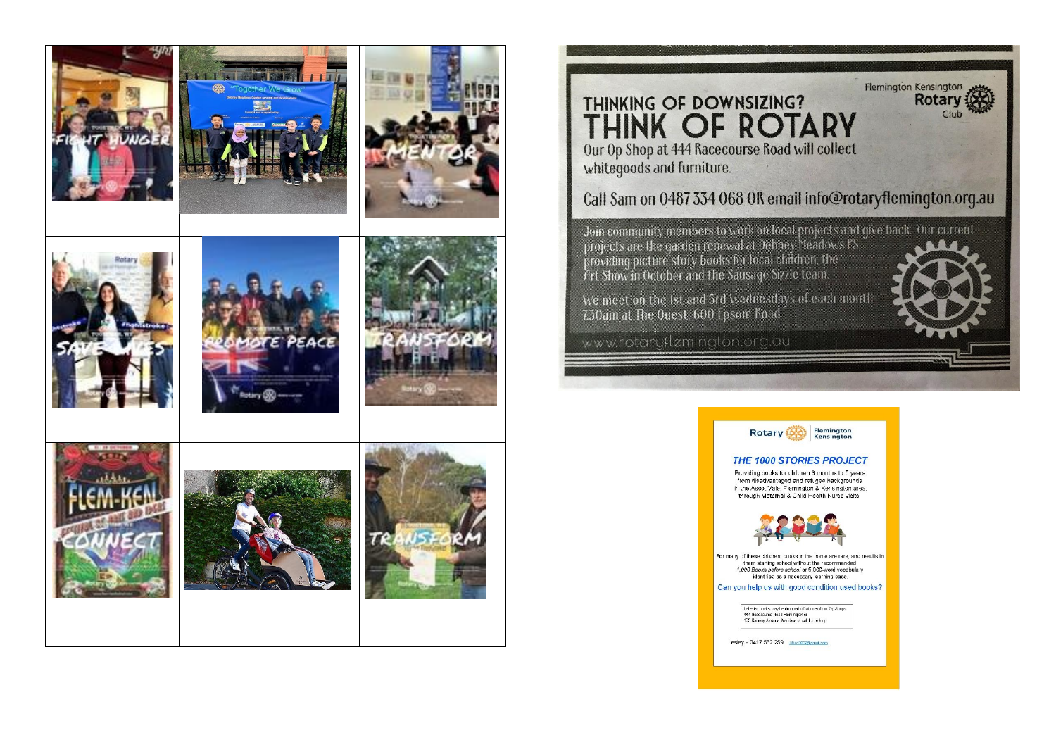FIGHT HUNGER

"Together We Grow"

MENTOR

SAVE LIVES

PROMOTE PEACE

TRANSFORM

FLEM-KEN CONNECT

TRANSFORM

Flemington Kensington Rotary Club

# THINKING OF DOWNSIZING?

# THINK OF ROTARY

Our Op Shop at 444 Racecourse Road will collect whitegoods and furniture.

Call Sam on 0487 334 068 OR email info@rotaryflemington.org.au

Join community members to work on local projects and give back. Our current projects are the garden renewal at Debney Meadows PS, providing picture story books for local children, the Art Show in October and the Sausage Sizzle team.

We meet on the 1st and 3rd Wednesdays of each month 7.30am at The Quest, 600 Epsom Road

www.rotaryflemington.org.au

Rotary | Flemington Kensington

## *THE 1000 STORIES PROJECT*

Providing books for children 3 months to 5 years from disadvantaged and refugee backgrounds in the Ascot Vale, Flemington & Kensington area, through Maternal & Child Health Nurse visits.

For many of these children, books in the home are rare, and results in them starting school without the recommended *1,000 Books before school or 5,000-word vocabulary* identified as a necessary learning base.

Can you help us with good condition used books?

Labeled books may be dropped off at one of our Op-Shops
444 Racecourse Road Flemington or
135 Railway Avenue Werribee or call for pick up

Lesley – 0417 532 259